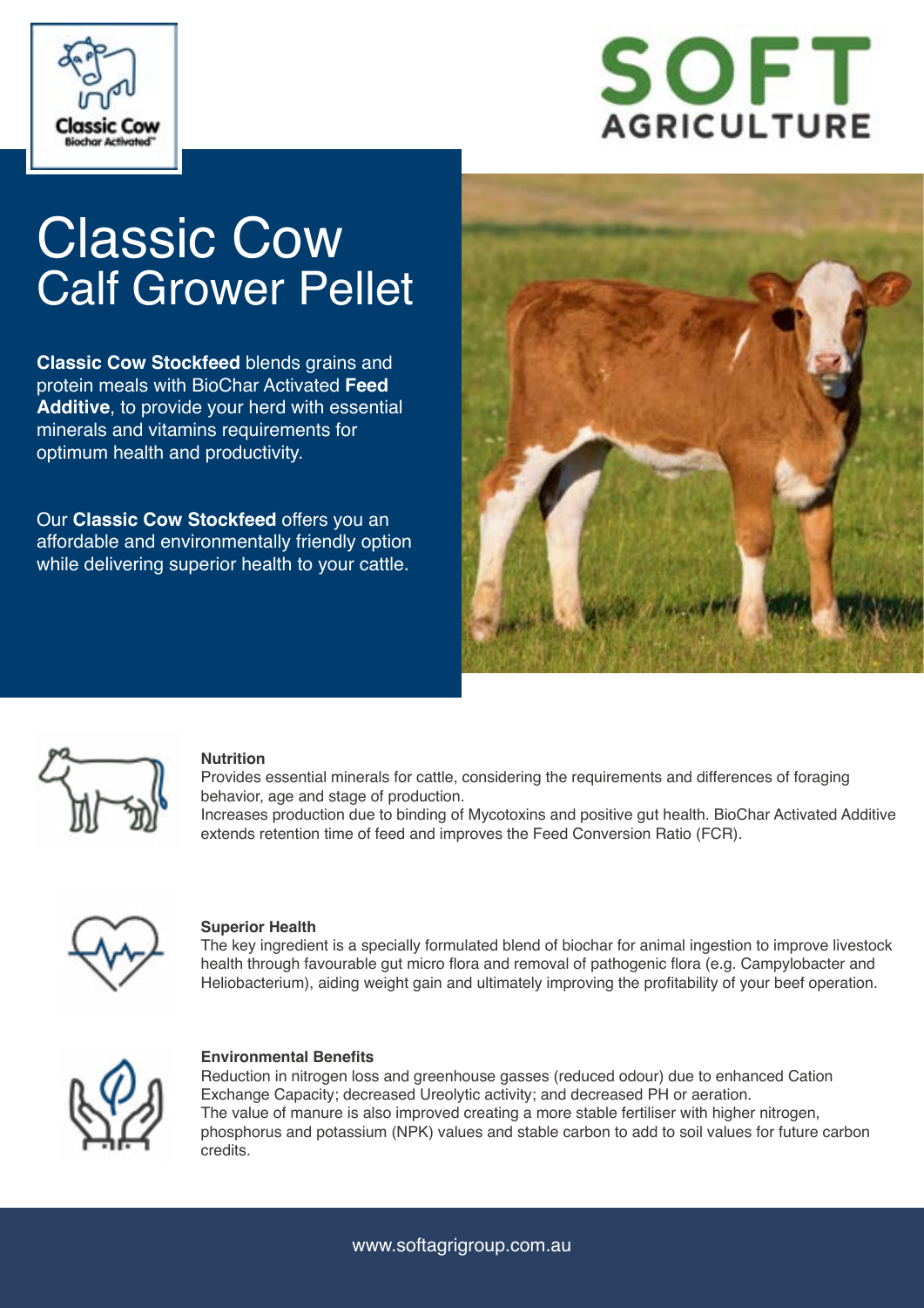Classic Cow
Biochar Activated™

SOFT AGRICULTURE

# Classic Cow Calf Grower Pellet

**Classic Cow Stockfeed** blends grains and protein meals with BioChar Activated **Feed Additive**, to provide your herd with essential minerals and vitamins requirements for optimum health and productivity.

Our **Classic Cow Stockfeed** offers you an affordable and environmentally friendly option while delivering superior health to your cattle.

### Nutrition

Provides essential minerals for cattle, considering the requirements and differences of foraging behavior, age and stage of production.
Increases production due to binding of Mycotoxins and positive gut health. BioChar Activated Additive extends retention time of feed and improves the Feed Conversion Ratio (FCR).

### Superior Health

The key ingredient is a specially formulated blend of biochar for animal ingestion to improve livestock health through favourable gut micro flora and removal of pathogenic flora (e.g. Campylobacter and Heliobacterium), aiding weight gain and ultimately improving the profitability of your beef operation.

### Environmental Benefits

Reduction in nitrogen loss and greenhouse gasses (reduced odour) due to enhanced Cation Exchange Capacity; decreased Ureolytic activity; and decreased PH or aeration.
The value of manure is also improved creating a more stable fertiliser with higher nitrogen, phosphorus and potassium (NPK) values and stable carbon to add to soil values for future carbon credits.

www.softagrigroup.com.au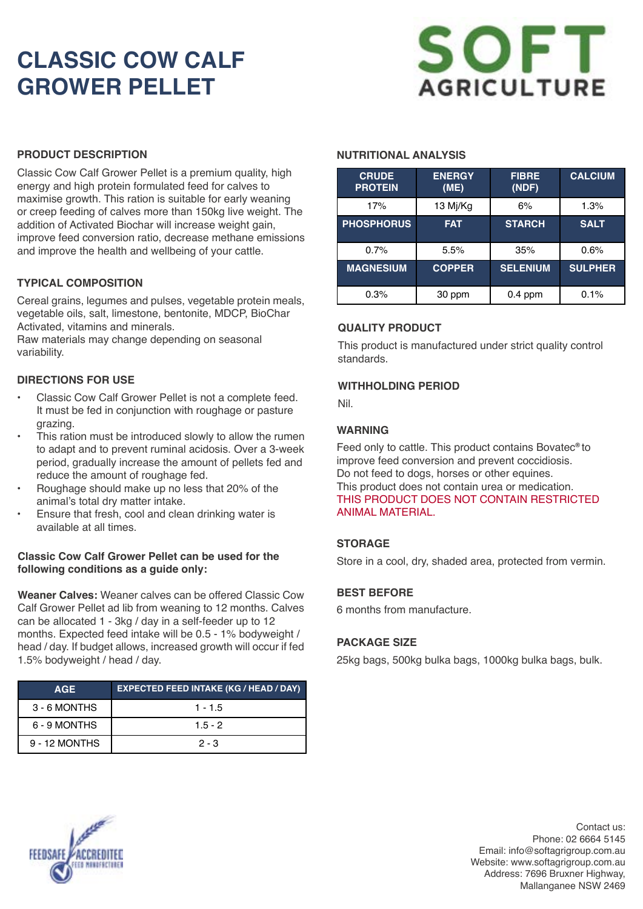# CLASSIC COW CALF GROWER PELLET

SOFT AGRICULTURE

## PRODUCT DESCRIPTION

Classic Cow Calf Grower Pellet is a premium quality, high energy and high protein formulated feed for calves to maximise growth. This ration is suitable for early weaning or creep feeding of calves more than 150kg live weight. The addition of Activated Biochar will increase weight gain, improve feed conversion ratio, decrease methane emissions and improve the health and wellbeing of your cattle.

## TYPICAL COMPOSITION

Cereal grains, legumes and pulses, vegetable protein meals, vegetable oils, salt, limestone, bentonite, MDCP, BioChar Activated, vitamins and minerals.
Raw materials may change depending on seasonal variability.

## DIRECTIONS FOR USE

- Classic Cow Calf Grower Pellet is not a complete feed. It must be fed in conjunction with roughage or pasture grazing.
- This ration must be introduced slowly to allow the rumen to adapt and to prevent ruminal acidosis. Over a 3-week period, gradually increase the amount of pellets fed and reduce the amount of roughage fed.
- Roughage should make up no less that 20% of the animal's total dry matter intake.
- Ensure that fresh, cool and clean drinking water is available at all times.

**Classic Cow Calf Grower Pellet can be used for the following conditions as a guide only:**

**Weaner Calves:** Weaner calves can be offered Classic Cow Calf Grower Pellet ad lib from weaning to 12 months. Calves can be allocated 1 - 3kg / day in a self-feeder up to 12 months. Expected feed intake will be 0.5 - 1% bodyweight / head / day. If budget allows, increased growth will occur if fed 1.5% bodyweight / head / day.

| AGE | EXPECTED FEED INTAKE (KG / HEAD / DAY) |
|---|---|
| 3 - 6 MONTHS | 1 - 1.5 |
| 6 - 9 MONTHS | 1.5 - 2 |
| 9 - 12 MONTHS | 2 - 3 |

## NUTRITIONAL ANALYSIS

| CRUDE PROTEIN | ENERGY (ME) | FIBRE (NDF) | CALCIUM |
|---|---|---|---|
| 17% | 13 Mj/Kg | 6% | 1.3% |
| **PHOSPHORUS** | **FAT** | **STARCH** | **SALT** |
| 0.7% | 5.5% | 35% | 0.6% |
| **MAGNESIUM** | **COPPER** | **SELENIUM** | **SULPHER** |
| 0.3% | 30 ppm | 0.4 ppm | 0.1% |

## QUALITY PRODUCT

This product is manufactured under strict quality control standards.

## WITHHOLDING PERIOD

Nil.

## WARNING

Feed only to cattle. This product contains Bovatec® to improve feed conversion and prevent coccidiosis.
Do not feed to dogs, horses or other equines.
This product does not contain urea or medication.
THIS PRODUCT DOES NOT CONTAIN RESTRICTED ANIMAL MATERIAL.

## STORAGE

Store in a cool, dry, shaded area, protected from vermin.

## BEST BEFORE

6 months from manufacture.

## PACKAGE SIZE

25kg bags, 500kg bulka bags, 1000kg bulka bags, bulk.

FEEDSAFE ACCREDITED FEED MANUFACTURER

Contact us:
Phone: 02 6664 5145
Email: info@softagrigroup.com.au
Website: www.softagrigroup.com.au
Address: 7696 Bruxner Highway, Mallanganee NSW 2469